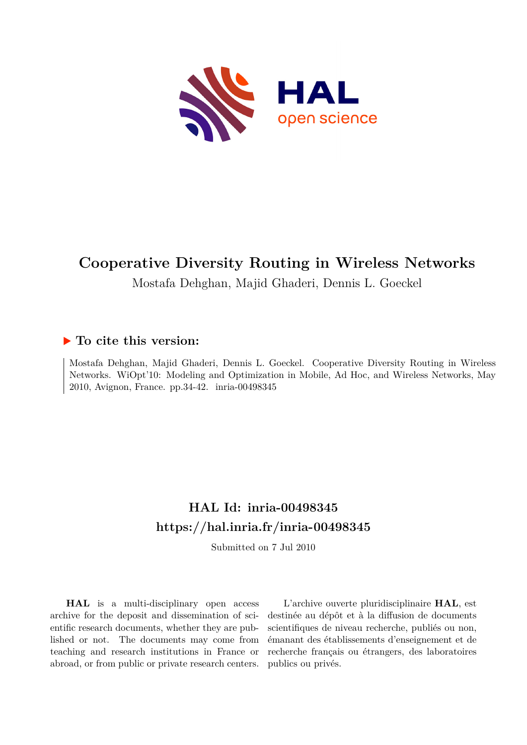# Cooperative Diversity Routing in Wireless Networks

Mostafa Dehghan, Majid Ghaderi, Dennis L. Goeckel

## ▶ To cite this version:

Mostafa Dehghan, Majid Ghaderi, Dennis L. Goeckel. Cooperative Diversity Routing in Wireless Networks. WiOpt'10: Modeling and Optimization in Mobile, Ad Hoc, and Wireless Networks, May 2010, Avignon, France. pp.34-42. inria-00498345

## HAL Id: inria-00498345
## https://hal.inria.fr/inria-00498345

Submitted on 7 Jul 2010

**HAL** is a multi-disciplinary open access archive for the deposit and dissemination of scientific research documents, whether they are published or not. The documents may come from teaching and research institutions in France or abroad, or from public or private research centers.

L'archive ouverte pluridisciplinaire **HAL**, est destinée au dépôt et à la diffusion de documents scientifiques de niveau recherche, publiés ou non, émanant des établissements d'enseignement et de recherche français ou étrangers, des laboratoires publics ou privés.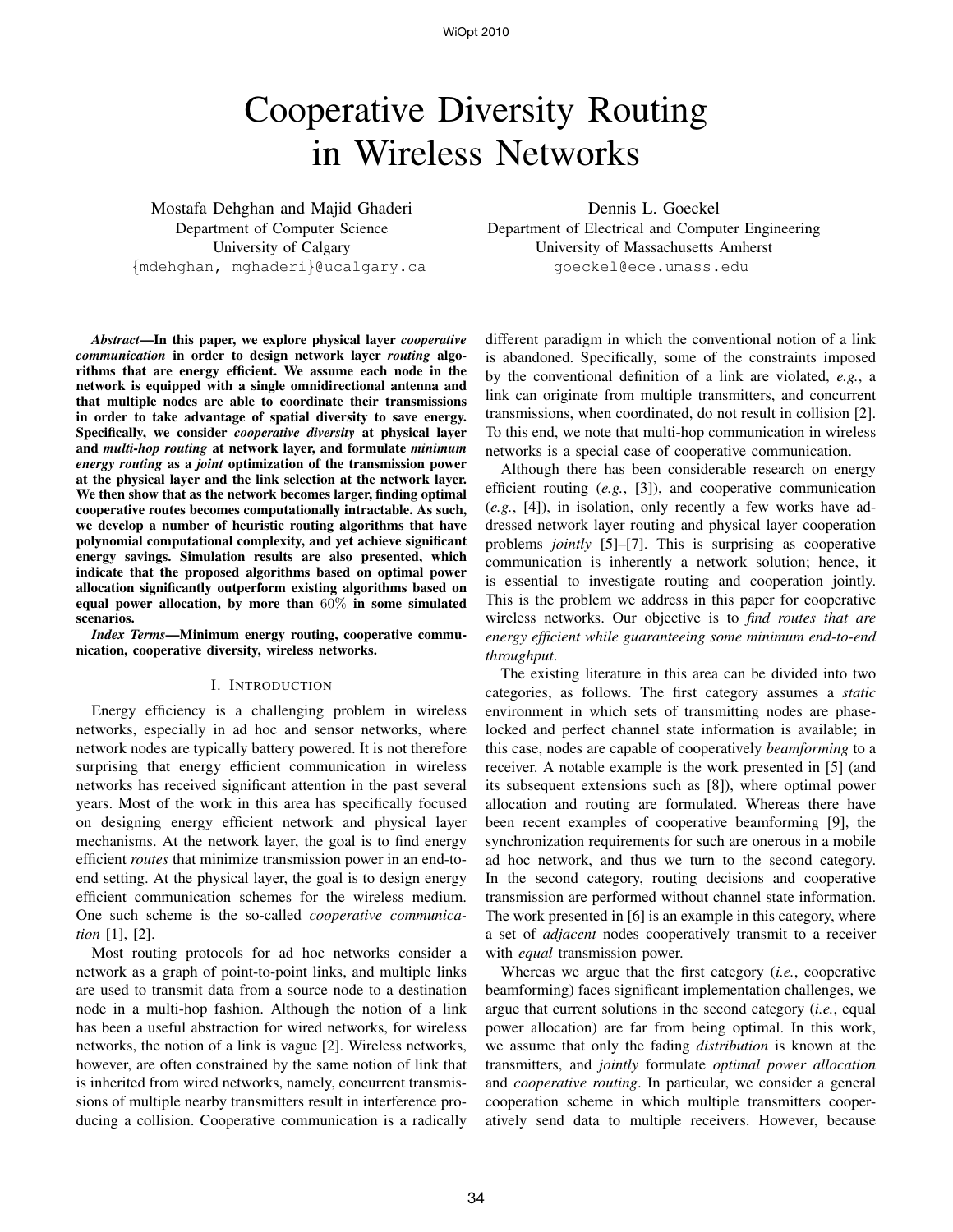# Cooperative Diversity Routing in Wireless Networks

Mostafa Dehghan and Majid Ghaderi  
Department of Computer Science  
University of Calgary  
{mdehghan, mghaderi}@ucalgary.ca

Dennis L. Goeckel  
Department of Electrical and Computer Engineering  
University of Massachusetts Amherst  
goeckel@ece.umass.edu

***Abstract*—In this paper, we explore physical layer *cooperative communication* in order to design network layer *routing* algorithms that are energy efficient. We assume each node in the network is equipped with a single omnidirectional antenna and that multiple nodes are able to coordinate their transmissions in order to take advantage of spatial diversity to save energy. Specifically, we consider *cooperative diversity* at physical layer and *multi-hop routing* at network layer, and formulate *minimum energy routing* as a *joint* optimization of the transmission power at the physical layer and the link selection at the network layer. We then show that as the network becomes larger, finding optimal cooperative routes becomes computationally intractable. As such, we develop a number of heuristic routing algorithms that have polynomial computational complexity, and yet achieve significant energy savings. Simulation results are also presented, which indicate that the proposed algorithms based on optimal power allocation significantly outperform existing algorithms based on equal power allocation, by more than 60% in some simulated scenarios.**

***Index Terms*—Minimum energy routing, cooperative communication, cooperative diversity, wireless networks.**

## I. Introduction

Energy efficiency is a challenging problem in wireless networks, especially in ad hoc and sensor networks, where network nodes are typically battery powered. It is not therefore surprising that energy efficient communication in wireless networks has received significant attention in the past several years. Most of the work in this area has specifically focused on designing energy efficient network and physical layer mechanisms. At the network layer, the goal is to find energy efficient *routes* that minimize transmission power in an end-to-end setting. At the physical layer, the goal is to design energy efficient communication schemes for the wireless medium. One such scheme is the so-called *cooperative communication* [1], [2].

Most routing protocols for ad hoc networks consider a network as a graph of point-to-point links, and multiple links are used to transmit data from a source node to a destination node in a multi-hop fashion. Although the notion of a link has been a useful abstraction for wired networks, for wireless networks, the notion of a link is vague [2]. Wireless networks, however, are often constrained by the same notion of link that is inherited from wired networks, namely, concurrent transmissions of multiple nearby transmitters result in interference producing a collision. Cooperative communication is a radically different paradigm in which the conventional notion of a link is abandoned. Specifically, some of the constraints imposed by the conventional definition of a link are violated, *e.g.*, a link can originate from multiple transmitters, and concurrent transmissions, when coordinated, do not result in collision [2]. To this end, we note that multi-hop communication in wireless networks is a special case of cooperative communication.

Although there has been considerable research on energy efficient routing (*e.g.*, [3]), and cooperative communication (*e.g.*, [4]), in isolation, only recently a few works have addressed network layer routing and physical layer cooperation problems *jointly* [5]–[7]. This is surprising as cooperative communication is inherently a network solution; hence, it is essential to investigate routing and cooperation jointly. This is the problem we address in this paper for cooperative wireless networks. Our objective is to *find routes that are energy efficient while guaranteeing some minimum end-to-end throughput*.

The existing literature in this area can be divided into two categories, as follows. The first category assumes a *static* environment in which sets of transmitting nodes are phase-locked and perfect channel state information is available; in this case, nodes are capable of cooperatively *beamforming* to a receiver. A notable example is the work presented in [5] (and its subsequent extensions such as [8]), where optimal power allocation and routing are formulated. Whereas there have been recent examples of cooperative beamforming [9], the synchronization requirements for such are onerous in a mobile ad hoc network, and thus we turn to the second category. In the second category, routing decisions and cooperative transmission are performed without channel state information. The work presented in [6] is an example in this category, where a set of *adjacent* nodes cooperatively transmit to a receiver with *equal* transmission power.

Whereas we argue that the first category (*i.e.*, cooperative beamforming) faces significant implementation challenges, we argue that current solutions in the second category (*i.e.*, equal power allocation) are far from being optimal. In this work, we assume that only the fading *distribution* is known at the transmitters, and *jointly* formulate *optimal power allocation* and *cooperative routing*. In particular, we consider a general cooperation scheme in which multiple transmitters cooperatively send data to multiple receivers. However, because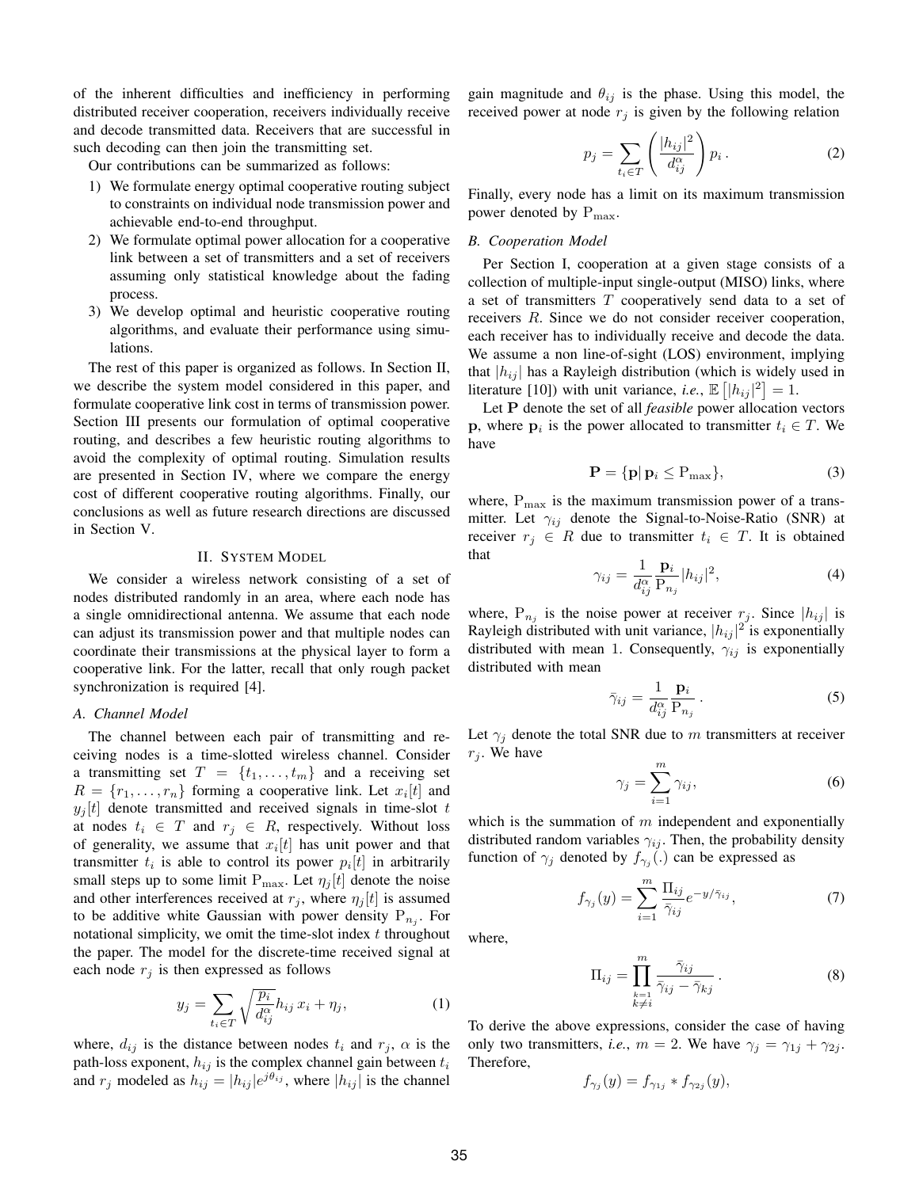of the inherent difficulties and inefficiency in performing distributed receiver cooperation, receivers individually receive and decode transmitted data. Receivers that are successful in such decoding can then join the transmitting set.

Our contributions can be summarized as follows:

1) We formulate energy optimal cooperative routing subject to constraints on individual node transmission power and achievable end-to-end throughput.
2) We formulate optimal power allocation for a cooperative link between a set of transmitters and a set of receivers assuming only statistical knowledge about the fading process.
3) We develop optimal and heuristic cooperative routing algorithms, and evaluate their performance using simulations.

The rest of this paper is organized as follows. In Section II, we describe the system model considered in this paper, and formulate cooperative link cost in terms of transmission power. Section III presents our formulation of optimal cooperative routing, and describes a few heuristic routing algorithms to avoid the complexity of optimal routing. Simulation results are presented in Section IV, where we compare the energy cost of different cooperative routing algorithms. Finally, our conclusions as well as future research directions are discussed in Section V.

## II. System Model

We consider a wireless network consisting of a set of nodes distributed randomly in an area, where each node has a single omnidirectional antenna. We assume that each node can adjust its transmission power and that multiple nodes can coordinate their transmissions at the physical layer to form a cooperative link. For the latter, recall that only rough packet synchronization is required [4].

### A. Channel Model

The channel between each pair of transmitting and receiving nodes is a time-slotted wireless channel. Consider a transmitting set $T = \{t_1, \ldots, t_m\}$ and a receiving set $R = \{r_1, \ldots, r_n\}$ forming a cooperative link. Let $x_i[t]$ and $y_j[t]$ denote transmitted and received signals in time-slot $t$ at nodes $t_i \in T$ and $r_j \in R$, respectively. Without loss of generality, we assume that $x_i[t]$ has unit power and that transmitter $t_i$ is able to control its power $p_i[t]$ in arbitrarily small steps up to some limit $\mathrm{P_{max}}$. Let $\eta_j[t]$ denote the noise and other interferences received at $r_j$, where $\eta_j[t]$ is assumed to be additive white Gaussian with power density $\mathrm{P}_{n_j}$. For notational simplicity, we omit the time-slot index $t$ throughout the paper. The model for the discrete-time received signal at each node $r_j$ is then expressed as follows

$$y_j = \sum_{t_i \in T} \sqrt{\frac{p_i}{d_{ij}^{\alpha}}} h_{ij}\, x_i + \eta_j, \tag{1}$$

where, $d_{ij}$ is the distance between nodes $t_i$ and $r_j$, $\alpha$ is the path-loss exponent, $h_{ij}$ is the complex channel gain between $t_i$ and $r_j$ modeled as $h_{ij} = |h_{ij}|e^{j\theta_{ij}}$, where $|h_{ij}|$ is the channel gain magnitude and $\theta_{ij}$ is the phase. Using this model, the received power at node $r_j$ is given by the following relation

$$p_j = \sum_{t_i \in T} \left( \frac{|h_{ij}|^2}{d_{ij}^{\alpha}} \right) p_i \,. \tag{2}$$

Finally, every node has a limit on its maximum transmission power denoted by $\mathrm{P_{max}}$.

### B. Cooperation Model

Per Section I, cooperation at a given stage consists of a collection of multiple-input single-output (MISO) links, where a set of transmitters $T$ cooperatively send data to a set of receivers $R$. Since we do not consider receiver cooperation, each receiver has to individually receive and decode the data. We assume a non line-of-sight (LOS) environment, implying that $|h_{ij}|$ has a Rayleigh distribution (which is widely used in literature [10]) with unit variance, *i.e.*, $\mathbb{E}\left[|h_{ij}|^2\right] = 1$.

Let $\mathbf{P}$ denote the set of all *feasible* power allocation vectors $\mathbf{p}$, where $\mathbf{p}_i$ is the power allocated to transmitter $t_i \in T$. We have

$$\mathbf{P} = \{\mathbf{p} | \, \mathbf{p}_i \leq \mathrm{P_{max}}\}, \tag{3}$$

where, $\mathrm{P_{max}}$ is the maximum transmission power of a transmitter. Let $\gamma_{ij}$ denote the Signal-to-Noise-Ratio (SNR) at receiver $r_j \in R$ due to transmitter $t_i \in T$. It is obtained that

$$\gamma_{ij} = \frac{1}{d_{ij}^{\alpha}} \frac{\mathbf{p}_i}{\mathrm{P}_{n_j}} |h_{ij}|^2, \tag{4}$$

where, $\mathrm{P}_{n_j}$ is the noise power at receiver $r_j$. Since $|h_{ij}|$ is Rayleigh distributed with unit variance, $|h_{ij}|^2$ is exponentially distributed with mean 1. Consequently, $\gamma_{ij}$ is exponentially distributed with mean

$$\bar{\gamma}_{ij} = \frac{1}{d_{ij}^{\alpha}} \frac{\mathbf{p}_i}{\mathrm{P}_{n_j}} \,. \tag{5}$$

Let $\gamma_j$ denote the total SNR due to $m$ transmitters at receiver $r_j$. We have

$$\gamma_j = \sum_{i=1}^{m} \gamma_{ij}, \tag{6}$$

which is the summation of $m$ independent and exponentially distributed random variables $\gamma_{ij}$. Then, the probability density function of $\gamma_j$ denoted by $f_{\gamma_j}(.)$ can be expressed as

$$f_{\gamma_j}(y) = \sum_{i=1}^{m} \frac{\Pi_{ij}}{\bar{\gamma}_{ij}} e^{-y/\bar{\gamma}_{ij}}, \tag{7}$$

where,

$$\Pi_{ij} = \prod_{\substack{k=1 \\ k \neq i}}^{m} \frac{\bar{\gamma}_{ij}}{\bar{\gamma}_{ij} - \bar{\gamma}_{kj}} \,. \tag{8}$$

To derive the above expressions, consider the case of having only two transmitters, *i.e.*, $m = 2$. We have $\gamma_j = \gamma_{1j} + \gamma_{2j}$. Therefore,

$$f_{\gamma_j}(y) = f_{\gamma_{1j}} * f_{\gamma_{2j}}(y),$$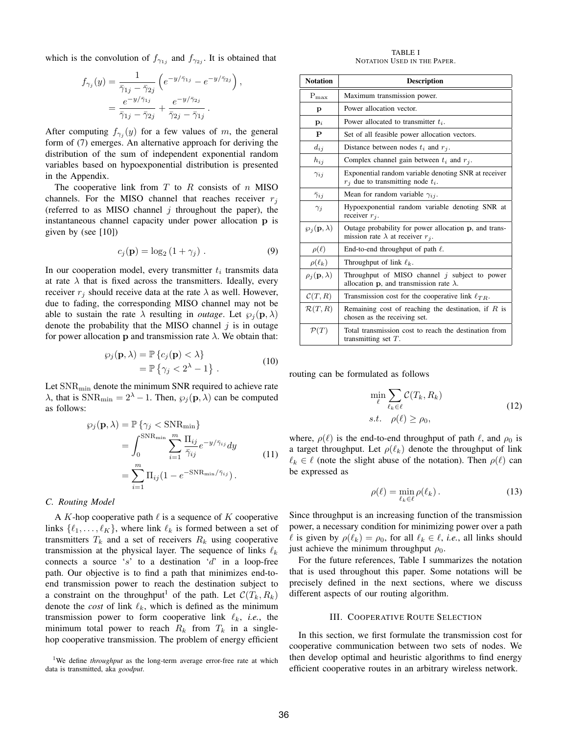which is the convolution of $f_{\gamma_{1j}}$ and $f_{\gamma_{2j}}$. It is obtained that

$$
\begin{aligned}
f_{\gamma_j}(y) &= \frac{1}{\bar{\gamma}_{1j} - \bar{\gamma}_{2j}} \left( e^{-y/\bar{\gamma}_{1j}} - e^{-y/\bar{\gamma}_{2j}} \right), \\
&= \frac{e^{-y/\bar{\gamma}_{1j}}}{\bar{\gamma}_{1j} - \bar{\gamma}_{2j}} + \frac{e^{-y/\bar{\gamma}_{2j}}}{\bar{\gamma}_{2j} - \bar{\gamma}_{1j}} .
\end{aligned}
$$

After computing $f_{\gamma_j}(y)$ for a few values of $m$, the general form of (7) emerges. An alternative approach for deriving the distribution of the sum of independent exponential random variables based on hypoexponential distribution is presented in the Appendix.

The cooperative link from $T$ to $R$ consists of $n$ MISO channels. For the MISO channel that reaches receiver $r_j$ (referred to as MISO channel $j$ throughout the paper), the instantaneous channel capacity under power allocation $\mathbf{p}$ is given by (see [10])

$$
c_j(\mathbf{p}) = \log_2 (1 + \gamma_j) \; . \tag{9}
$$

In our cooperation model, every transmitter $t_i$ transmits data at rate $\lambda$ that is fixed across the transmitters. Ideally, every receiver $r_j$ should receive data at the rate $\lambda$ as well. However, due to fading, the corresponding MISO channel may not be able to sustain the rate $\lambda$ resulting in *outage*. Let $\wp_j(\mathbf{p}, \lambda)$ denote the probability that the MISO channel $j$ is in outage for power allocation $\mathbf{p}$ and transmission rate $\lambda$. We obtain that:

$$
\begin{aligned}
\wp_j(\mathbf{p}, \lambda) &= \mathbb{P}\left\{ c_j(\mathbf{p}) < \lambda \right\} \\
&= \mathbb{P}\left\{ \gamma_j < 2^{\lambda} - 1 \right\} .
\end{aligned} \tag{10}
$$

Let $\mathrm{SNR}_{\min}$ denote the minimum SNR required to achieve rate $\lambda$, that is $\mathrm{SNR}_{\min} = 2^{\lambda} - 1$. Then, $\wp_j(\mathbf{p}, \lambda)$ can be computed as follows:

$$
\begin{aligned}
\wp_j(\mathbf{p}, \lambda) &= \mathbb{P}\left\{ \gamma_j < \mathrm{SNR}_{\min} \right\} \\
&= \int_0^{\mathrm{SNR}_{\min}} \sum_{i=1}^{m} \frac{\Pi_{ij}}{\bar{\gamma}_{ij}} e^{-y/\bar{\gamma}_{ij}} dy \\
&= \sum_{i=1}^{m} \Pi_{ij} (1 - e^{-\mathrm{SNR}_{\min}/\bar{\gamma}_{ij}}) .
\end{aligned} \tag{11}
$$

### C. Routing Model

A $K$-hop cooperative path $\ell$ is a sequence of $K$ cooperative links $\{\ell_1, \ldots, \ell_K\}$, where link $\ell_k$ is formed between a set of transmitters $T_k$ and a set of receivers $R_k$ using cooperative transmission at the physical layer. The sequence of links $\ell_k$ connects a source '$s$' to a destination '$d$' in a loop-free path. Our objective is to find a path that minimizes end-to-end transmission power to reach the destination subject to a constraint on the throughput[1] of the path. Let $\mathcal{C}(T_k, R_k)$ denote the *cost* of link $\ell_k$, which is defined as the minimum transmission power to form cooperative link $\ell_k$, *i.e.*, the minimum total power to reach $R_k$ from $T_k$ in a single-hop cooperative transmission. The problem of energy efficient routing can be formulated as follows

$$
\begin{aligned}
&\min_{\ell} \sum_{\ell_k \in \ell} \mathcal{C}(T_k, R_k) \\
&s.t. \quad \rho(\ell) \geq \rho_0,
\end{aligned} \tag{12}
$$

where, $\rho(\ell)$ is the end-to-end throughput of path $\ell$, and $\rho_0$ is a target throughput. Let $\rho(\ell_k)$ denote the throughput of link $\ell_k \in \ell$ (note the slight abuse of the notation). Then $\rho(\ell)$ can be expressed as

$$
\rho(\ell) = \min_{\ell_k \in \ell} \rho(\ell_k) \, . \tag{13}
$$

Since throughput is an increasing function of the transmission power, a necessary condition for minimizing power over a path $\ell$ is given by $\rho(\ell_k) = \rho_0$, for all $\ell_k \in \ell$, *i.e.*, all links should just achieve the minimum throughput $\rho_0$.

For the future references, Table I summarizes the notation that is used throughout this paper. Some notations will be precisely defined in the next sections, where we discuss different aspects of our routing algorithm.

TABLE I
NOTATION USED IN THE PAPER.

| Notation | Description |
|---|---|
| $\mathrm{P}_{\max}$ | Maximum transmission power. |
| $\mathbf{p}$ | Power allocation vector. |
| $\mathbf{p}_i$ | Power allocated to transmitter $t_i$. |
| $\mathbf{P}$ | Set of all feasible power allocation vectors. |
| $d_{ij}$ | Distance between nodes $t_i$ and $r_j$. |
| $h_{ij}$ | Complex channel gain between $t_i$ and $r_j$. |
| $\gamma_{ij}$ | Exponential random variable denoting SNR at receiver $r_j$ due to transmitting node $t_i$. |
| $\bar{\gamma}_{ij}$ | Mean for random variable $\gamma_{ij}$. |
| $\gamma_j$ | Hypoexponential random variable denoting SNR at receiver $r_j$. |
| $\wp_j(\mathbf{p}, \lambda)$ | Outage probability for power allocation $\mathbf{p}$, and transmission rate $\lambda$ at receiver $r_j$. |
| $\rho(\ell)$ | End-to-end throughput of path $\ell$. |
| $\rho(\ell_k)$ | Throughput of link $\ell_k$. |
| $\rho_j(\mathbf{p}, \lambda)$ | Throughput of MISO channel $j$ subject to power allocation $\mathbf{p}$, and transmission rate $\lambda$. |
| $\mathcal{C}(T, R)$ | Transmission cost for the cooperative link $\ell_{TR}$. |
| $\mathcal{R}(T, R)$ | Remaining cost of reaching the destination, if $R$ is chosen as the receiving set. |
| $\mathcal{P}(T)$ | Total transmission cost to reach the destination from transmitting set $T$. |

## III. Cooperative Route Selection

In this section, we first formulate the transmission cost for cooperative communication between two sets of nodes. We then develop optimal and heuristic algorithms to find energy efficient cooperative routes in an arbitrary wireless network.

[1] We define *throughput* as the long-term average error-free rate at which data is transmitted, aka *goodput*.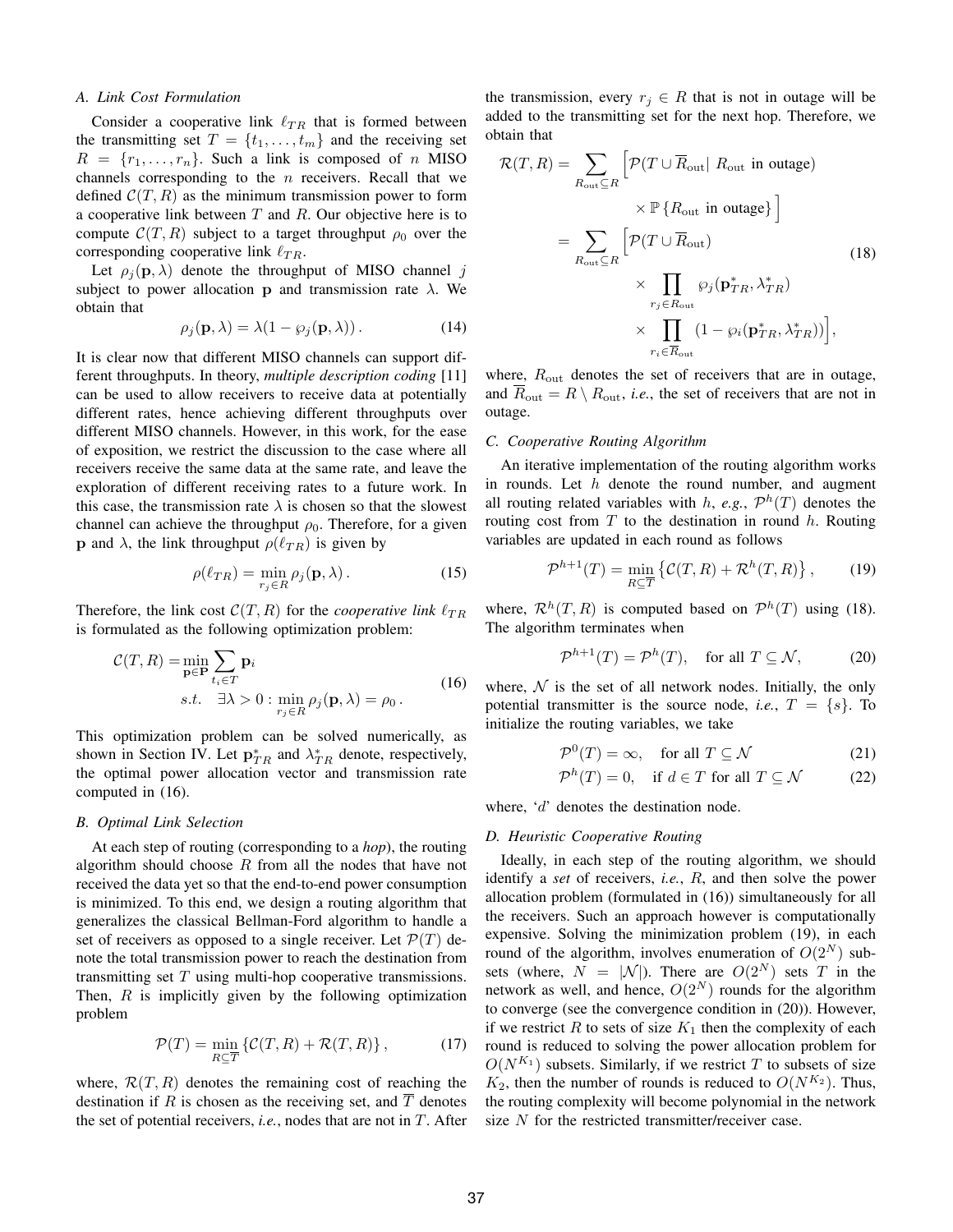### A. Link Cost Formulation

Consider a cooperative link $\ell_{TR}$ that is formed between the transmitting set $T = \{t_1, \ldots, t_m\}$ and the receiving set $R = \{r_1, \ldots, r_n\}$. Such a link is composed of $n$ MISO channels corresponding to the $n$ receivers. Recall that we defined $\mathcal{C}(T, R)$ as the minimum transmission power to form a cooperative link between $T$ and $R$. Our objective here is to compute $\mathcal{C}(T, R)$ subject to a target throughput $\rho_0$ over the corresponding cooperative link $\ell_{TR}$.

Let $\rho_j(\mathbf{p}, \lambda)$ denote the throughput of MISO channel $j$ subject to power allocation $\mathbf{p}$ and transmission rate $\lambda$. We obtain that

$$\rho_j(\mathbf{p}, \lambda) = \lambda(1 - \wp_j(\mathbf{p}, \lambda)) \,. \tag{14}$$

It is clear now that different MISO channels can support different throughputs. In theory, *multiple description coding* [11] can be used to allow receivers to receive data at potentially different rates, hence achieving different throughputs over different MISO channels. However, in this work, for the ease of exposition, we restrict the discussion to the case where all receivers receive the same data at the same rate, and leave the exploration of different receiving rates to a future work. In this case, the transmission rate $\lambda$ is chosen so that the slowest channel can achieve the throughput $\rho_0$. Therefore, for a given $\mathbf{p}$ and $\lambda$, the link throughput $\rho(\ell_{TR})$ is given by

$$\rho(\ell_{TR}) = \min_{r_j \in R} \rho_j(\mathbf{p}, \lambda) \,. \tag{15}$$

Therefore, the link cost $\mathcal{C}(T, R)$ for the *cooperative link* $\ell_{TR}$ is formulated as the following optimization problem:

$$\begin{aligned} \mathcal{C}(T, R) = &\min_{\mathbf{p} \in \mathbf{P}} \sum_{t_i \in T} \mathbf{p}_i \\ &s.t. \quad \exists \lambda > 0 : \min_{r_j \in R} \rho_j(\mathbf{p}, \lambda) = \rho_0 \,. \end{aligned} \tag{16}$$

This optimization problem can be solved numerically, as shown in Section IV. Let $\mathbf{p}^*_{TR}$ and $\lambda^*_{TR}$ denote, respectively, the optimal power allocation vector and transmission rate computed in (16).

### B. Optimal Link Selection

At each step of routing (corresponding to a *hop*), the routing algorithm should choose $R$ from all the nodes that have not received the data yet so that the end-to-end power consumption is minimized. To this end, we design a routing algorithm that generalizes the classical Bellman-Ford algorithm to handle a set of receivers as opposed to a single receiver. Let $\mathcal{P}(T)$ denote the total transmission power to reach the destination from transmitting set $T$ using multi-hop cooperative transmissions. Then, $R$ is implicitly given by the following optimization problem

$$\mathcal{P}(T) = \min_{R \subseteq \overline{T}} \left\{ \mathcal{C}(T, R) + \mathcal{R}(T, R) \right\}, \tag{17}$$

where, $\mathcal{R}(T, R)$ denotes the remaining cost of reaching the destination if $R$ is chosen as the receiving set, and $\overline{T}$ denotes the set of potential receivers, *i.e.*, nodes that are not in $T$. After the transmission, every $r_j \in R$ that is not in outage will be added to the transmitting set for the next hop. Therefore, we obtain that

$$\begin{aligned} \mathcal{R}(T, R) &= \sum_{R_{\text{out}} \subseteq R} \Big[ \mathcal{P}(T \cup \overline{R}_{\text{out}} | \; R_{\text{out}} \text{ in outage}) \\ &\qquad \times \mathbb{P}\left\{ R_{\text{out}} \text{ in outage} \right\} \Big] \\ &= \sum_{R_{\text{out}} \subseteq R} \Big[ \mathcal{P}(T \cup \overline{R}_{\text{out}}) \\ &\qquad \times \prod_{r_j \in R_{\text{out}}} \wp_j(\mathbf{p}^*_{TR}, \lambda^*_{TR}) \\ &\qquad \times \prod_{r_i \in \overline{R}_{\text{out}}} (1 - \wp_i(\mathbf{p}^*_{TR}, \lambda^*_{TR})) \Big], \end{aligned} \tag{18}$$

where, $R_{\text{out}}$ denotes the set of receivers that are in outage, and $\overline{R}_{\text{out}} = R \setminus R_{\text{out}}$, *i.e.*, the set of receivers that are not in outage.

### C. Cooperative Routing Algorithm

An iterative implementation of the routing algorithm works in rounds. Let $h$ denote the round number, and augment all routing related variables with $h$, *e.g.*, $\mathcal{P}^h(T)$ denotes the routing cost from $T$ to the destination in round $h$. Routing variables are updated in each round as follows

$$\mathcal{P}^{h+1}(T) = \min_{R \subseteq \overline{T}} \left\{ \mathcal{C}(T, R) + \mathcal{R}^h(T, R) \right\}, \tag{19}$$

where, $\mathcal{R}^h(T, R)$ is computed based on $\mathcal{P}^h(T)$ using (18). The algorithm terminates when

$$\mathcal{P}^{h+1}(T) = \mathcal{P}^h(T), \quad \text{for all } T \subseteq \mathcal{N}, \tag{20}$$

where, $\mathcal{N}$ is the set of all network nodes. Initially, the only potential transmitter is the source node, *i.e.*, $T = \{s\}$. To initialize the routing variables, we take

$$\mathcal{P}^0(T) = \infty, \quad \text{for all } T \subseteq \mathcal{N} \tag{21}$$

$$\mathcal{P}^h(T) = 0, \quad \text{if } d \in T \text{ for all } T \subseteq \mathcal{N} \tag{22}$$

where, '$d$' denotes the destination node.

### D. Heuristic Cooperative Routing

Ideally, in each step of the routing algorithm, we should identify a *set* of receivers, *i.e.*, $R$, and then solve the power allocation problem (formulated in (16)) simultaneously for all the receivers. Such an approach however is computationally expensive. Solving the minimization problem (19), in each round of the algorithm, involves enumeration of $O(2^N)$ subsets (where, $N = |\mathcal{N}|$). There are $O(2^N)$ sets $T$ in the network as well, and hence, $O(2^N)$ rounds for the algorithm to converge (see the convergence condition in (20)). However, if we restrict $R$ to sets of size $K_1$ then the complexity of each round is reduced to solving the power allocation problem for $O(N^{K_1})$ subsets. Similarly, if we restrict $T$ to subsets of size $K_2$, then the number of rounds is reduced to $O(N^{K_2})$. Thus, the routing complexity will become polynomial in the network size $N$ for the restricted transmitter/receiver case.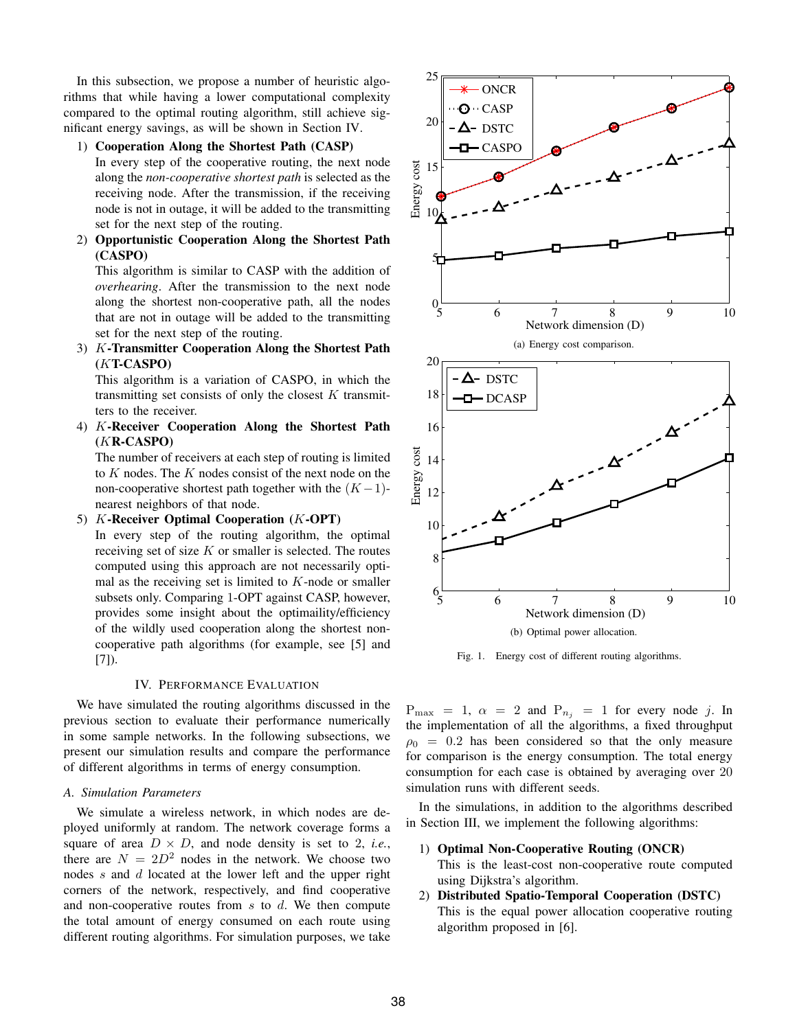In this subsection, we propose a number of heuristic algorithms that while having a lower computational complexity compared to the optimal routing algorithm, still achieve significant energy savings, as will be shown in Section IV.

1) **Cooperation Along the Shortest Path (CASP)**
   In every step of the cooperative routing, the next node along the *non-cooperative shortest path* is selected as the receiving node. After the transmission, if the receiving node is not in outage, it will be added to the transmitting set for the next step of the routing.
2) **Opportunistic Cooperation Along the Shortest Path (CASPO)**
   This algorithm is similar to CASP with the addition of *overhearing*. After the transmission to the next node along the shortest non-cooperative path, all the nodes that are not in outage will be added to the transmitting set for the next step of the routing.
3) **$K$-Transmitter Cooperation Along the Shortest Path ($K$T-CASPO)**
   This algorithm is a variation of CASPO, in which the transmitting set consists of only the closest $K$ transmitters to the receiver.
4) **$K$-Receiver Cooperation Along the Shortest Path ($K$R-CASPO)**
   The number of receivers at each step of routing is limited to $K$ nodes. The $K$ nodes consist of the next node on the non-cooperative shortest path together with the $(K-1)$-nearest neighbors of that node.
5) **$K$-Receiver Optimal Cooperation ($K$-OPT)**
   In every step of the routing algorithm, the optimal receiving set of size $K$ or smaller is selected. The routes computed using this approach are not necessarily optimal as the receiving set is limited to $K$-node or smaller subsets only. Comparing 1-OPT against CASP, however, provides some insight about the optimaility/efficiency of the wildly used cooperation along the shortest non-cooperative path algorithms (for example, see [5] and [7]).

## IV. Performance Evaluation

We have simulated the routing algorithms discussed in the previous section to evaluate their performance numerically in some sample networks. In the following subsections, we present our simulation results and compare the performance of different algorithms in terms of energy consumption.

### A. Simulation Parameters

We simulate a wireless network, in which nodes are deployed uniformly at random. The network coverage forms a square of area $D \times D$, and node density is set to 2, *i.e.*, there are $N = 2D^2$ nodes in the network. We choose two nodes $s$ and $d$ located at the lower left and the upper right corners of the network, respectively, and find cooperative and non-cooperative routes from $s$ to $d$. We then compute the total amount of energy consumed on each route using different routing algorithms. For simulation purposes, we take $\mathrm{P}_{\max} = 1$, $\alpha = 2$ and $\mathrm{P}_{n_j} = 1$ for every node $j$. In the implementation of all the algorithms, a fixed throughput $\rho_0 = 0.2$ has been considered so that the only measure for comparison is the energy consumption. The total energy consumption for each case is obtained by averaging over 20 simulation runs with different seeds.

(a) Energy cost comparison.

(b) Optimal power allocation.

Fig. 1. Energy cost of different routing algorithms.

In the simulations, in addition to the algorithms described in Section III, we implement the following algorithms:

1) **Optimal Non-Cooperative Routing (ONCR)**
   This is the least-cost non-cooperative route computed using Dijkstra's algorithm.
2) **Distributed Spatio-Temporal Cooperation (DSTC)**
   This is the equal power allocation cooperative routing algorithm proposed in [6].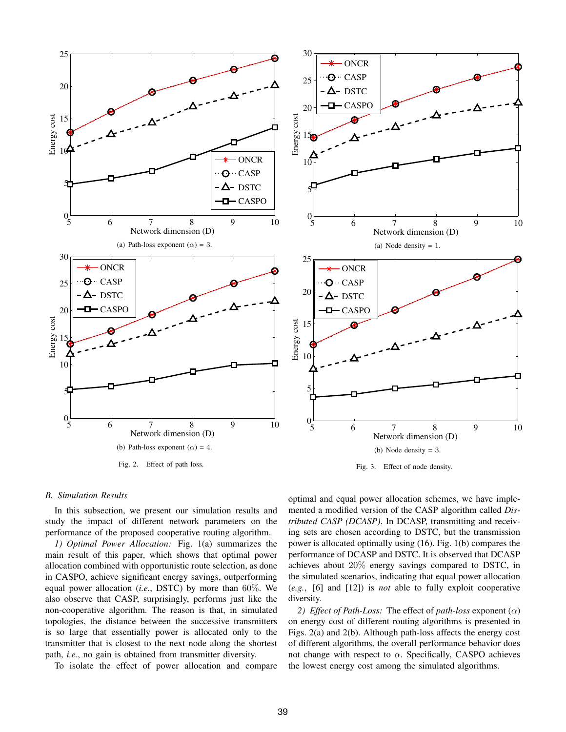(a) Path-loss exponent ($\alpha$) = 3.

(b) Path-loss exponent ($\alpha$) = 4.

Fig. 2. Effect of path loss.

(a) Node density = 1.

(b) Node density = 3.

Fig. 3. Effect of node density.

### *B. Simulation Results*

In this subsection, we present our simulation results and study the impact of different network parameters on the performance of the proposed cooperative routing algorithm.

*1) Optimal Power Allocation:* Fig. 1(a) summarizes the main result of this paper, which shows that optimal power allocation combined with opportunistic route selection, as done in CASPO, achieve significant energy savings, outperforming equal power allocation (*i.e.*, DSTC) by more than 60%. We also observe that CASP, surprisingly, performs just like the non-cooperative algorithm. The reason is that, in simulated topologies, the distance between the successive transmitters is so large that essentially power is allocated only to the transmitter that is closest to the next node along the shortest path, *i.e.*, no gain is obtained from transmitter diversity.

To isolate the effect of power allocation and compare optimal and equal power allocation schemes, we have implemented a modified version of the CASP algorithm called *Distributed CASP (DCASP)*. In DCASP, transmitting and receiving sets are chosen according to DSTC, but the transmission power is allocated optimally using (16). Fig. 1(b) compares the performance of DCASP and DSTC. It is observed that DCASP achieves about 20% energy savings compared to DSTC, in the simulated scenarios, indicating that equal power allocation (*e.g.*, [6] and [12]) is *not* able to fully exploit cooperative diversity.

*2) Effect of Path-Loss:* The effect of *path-loss* exponent ($\alpha$) on energy cost of different routing algorithms is presented in Figs. 2(a) and 2(b). Although path-loss affects the energy cost of different algorithms, the overall performance behavior does not change with respect to $\alpha$. Specifically, CASPO achieves the lowest energy cost among the simulated algorithms.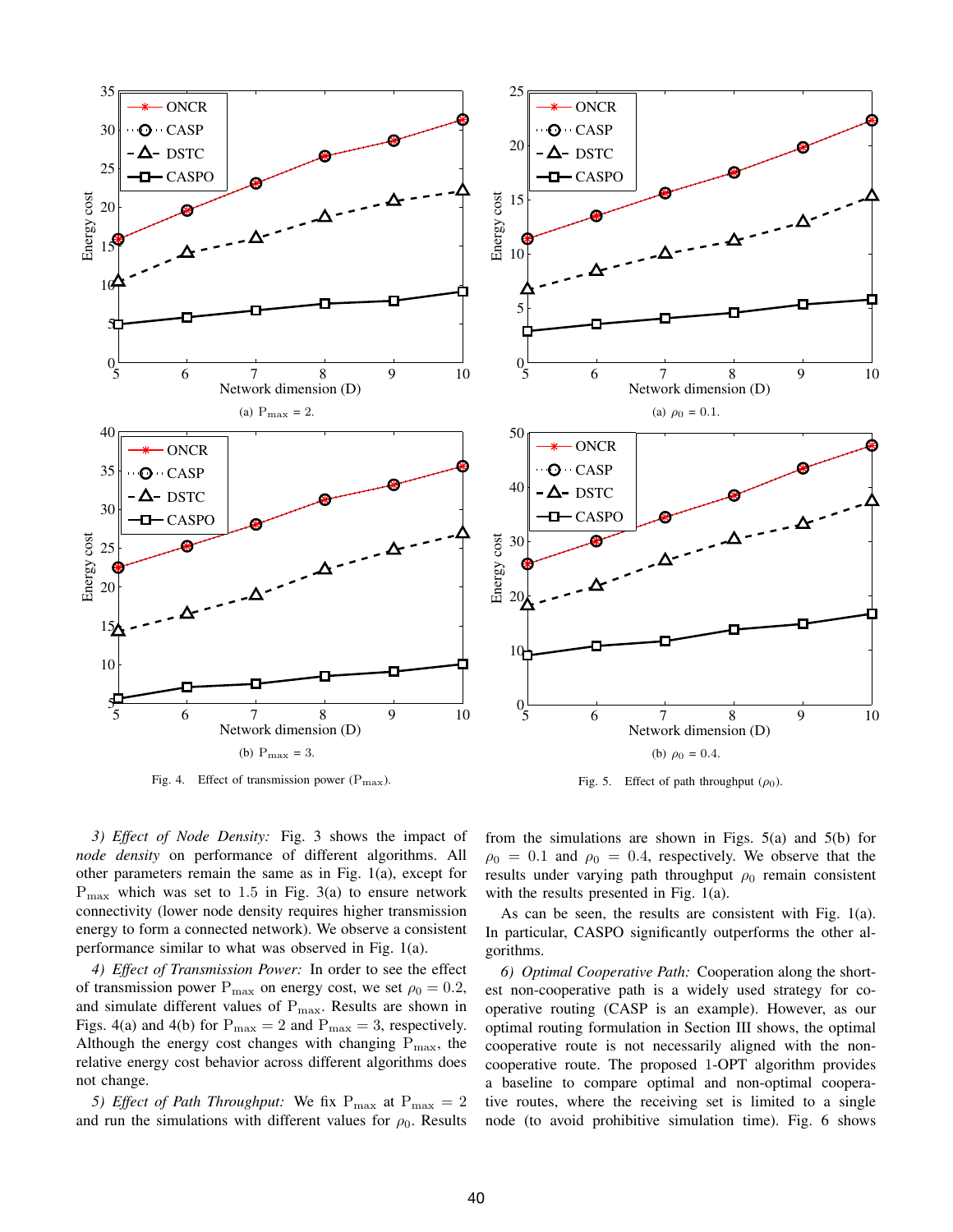(a) $\mathrm{P_{max}}$ = 2.

(b) $\mathrm{P_{max}}$ = 3.

Fig. 4. Effect of transmission power ($\mathrm{P_{max}}$).

(a) $\rho_0$ = 0.1.

(b) $\rho_0$ = 0.4.

Fig. 5. Effect of path throughput ($\rho_0$).

*3) Effect of Node Density:* Fig. 3 shows the impact of *node density* on performance of different algorithms. All other parameters remain the same as in Fig. 1(a), except for $\mathrm{P_{max}}$ which was set to 1.5 in Fig. 3(a) to ensure network connectivity (lower node density requires higher transmission energy to form a connected network). We observe a consistent performance similar to what was observed in Fig. 1(a).

*4) Effect of Transmission Power:* In order to see the effect of transmission power $\mathrm{P_{max}}$ on energy cost, we set $\rho_0 = 0.2$, and simulate different values of $\mathrm{P_{max}}$. Results are shown in Figs. 4(a) and 4(b) for $\mathrm{P_{max}} = 2$ and $\mathrm{P_{max}} = 3$, respectively. Although the energy cost changes with changing $\mathrm{P_{max}}$, the relative energy cost behavior across different algorithms does not change.

*5) Effect of Path Throughput:* We fix $\mathrm{P_{max}}$ at $\mathrm{P_{max}} = 2$ and run the simulations with different values for $\rho_0$. Results from the simulations are shown in Figs. 5(a) and 5(b) for $\rho_0 = 0.1$ and $\rho_0 = 0.4$, respectively. We observe that the results under varying path throughput $\rho_0$ remain consistent with the results presented in Fig. 1(a).

As can be seen, the results are consistent with Fig. 1(a). In particular, CASPO significantly outperforms the other algorithms.

*6) Optimal Cooperative Path:* Cooperation along the shortest non-cooperative path is a widely used strategy for cooperative routing (CASP is an example). However, as our optimal routing formulation in Section III shows, the optimal cooperative route is not necessarily aligned with the non-cooperative route. The proposed 1-OPT algorithm provides a baseline to compare optimal and non-optimal cooperative routes, where the receiving set is limited to a single node (to avoid prohibitive simulation time). Fig. 6 shows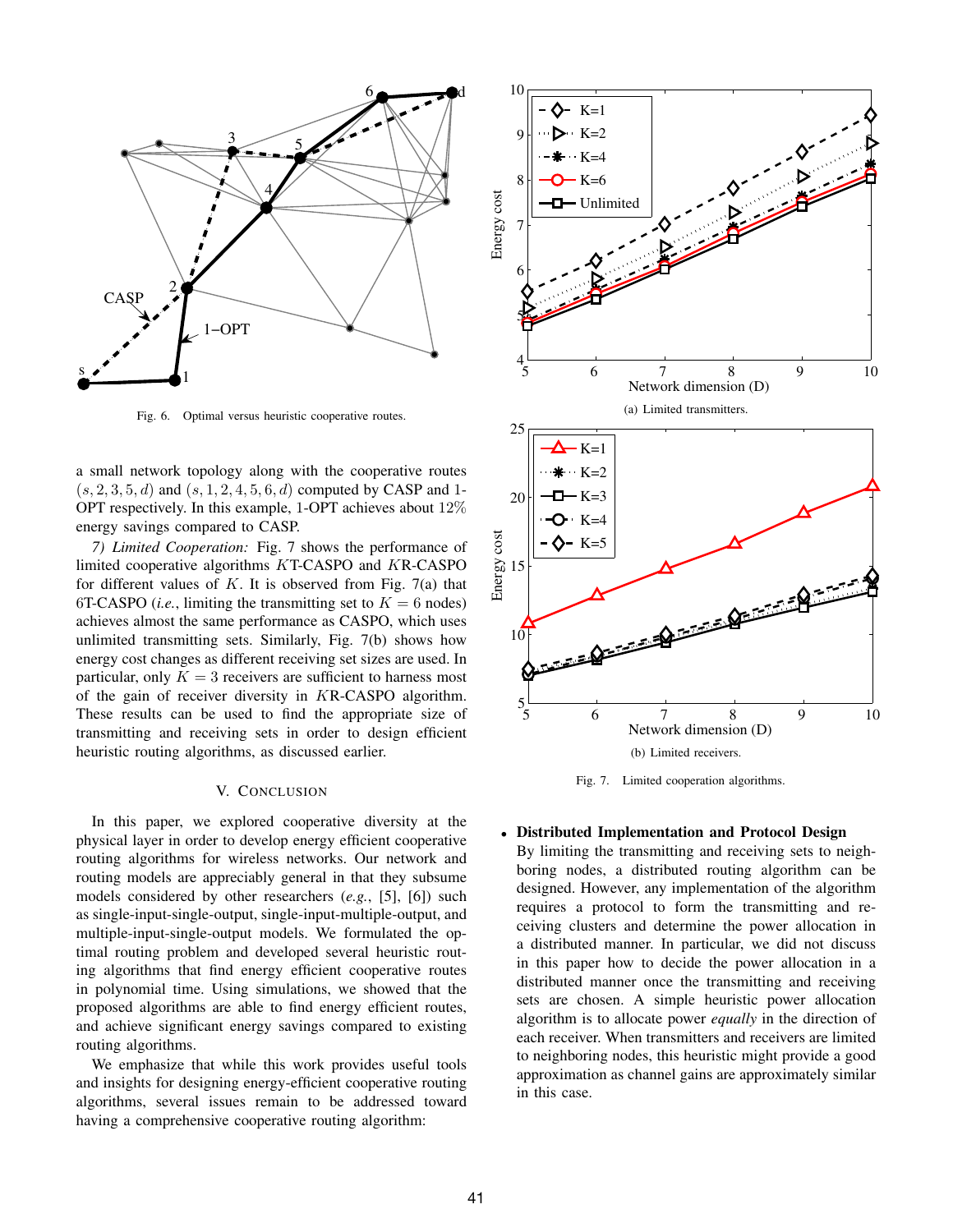Fig. 6. Optimal versus heuristic cooperative routes.

a small network topology along with the cooperative routes $(s, 2, 3, 5, d)$ and $(s, 1, 2, 4, 5, 6, d)$ computed by CASP and 1-OPT respectively. In this example, 1-OPT achieves about 12% energy savings compared to CASP.

*7) Limited Cooperation:* Fig. 7 shows the performance of limited cooperative algorithms $K$T-CASPO and $K$R-CASPO for different values of $K$. It is observed from Fig. 7(a) that 6T-CASPO (*i.e.*, limiting the transmitting set to $K = 6$ nodes) achieves almost the same performance as CASPO, which uses unlimited transmitting sets. Similarly, Fig. 7(b) shows how energy cost changes as different receiving set sizes are used. In particular, only $K = 3$ receivers are sufficient to harness most of the gain of receiver diversity in $K$R-CASPO algorithm. These results can be used to find the appropriate size of transmitting and receiving sets in order to design efficient heuristic routing algorithms, as discussed earlier.

## V. Conclusion

In this paper, we explored cooperative diversity at the physical layer in order to develop energy efficient cooperative routing algorithms for wireless networks. Our network and routing models are appreciably general in that they subsume models considered by other researchers (*e.g.*, [5], [6]) such as single-input-single-output, single-input-multiple-output, and multiple-input-single-output models. We formulated the optimal routing problem and developed several heuristic routing algorithms that find energy efficient cooperative routes in polynomial time. Using simulations, we showed that the proposed algorithms are able to find energy efficient routes, and achieve significant energy savings compared to existing routing algorithms.

We emphasize that while this work provides useful tools and insights for designing energy-efficient cooperative routing algorithms, several issues remain to be addressed toward having a comprehensive cooperative routing algorithm:

(a) Limited transmitters.

(b) Limited receivers.

Fig. 7. Limited cooperation algorithms.

- **Distributed Implementation and Protocol Design**
  By limiting the transmitting and receiving sets to neighboring nodes, a distributed routing algorithm can be designed. However, any implementation of the algorithm requires a protocol to form the transmitting and receiving clusters and determine the power allocation in a distributed manner. In particular, we did not discuss in this paper how to decide the power allocation in a distributed manner once the transmitting and receiving sets are chosen. A simple heuristic power allocation algorithm is to allocate power *equally* in the direction of each receiver. When transmitters and receivers are limited to neighboring nodes, this heuristic might provide a good approximation as channel gains are approximately similar in this case.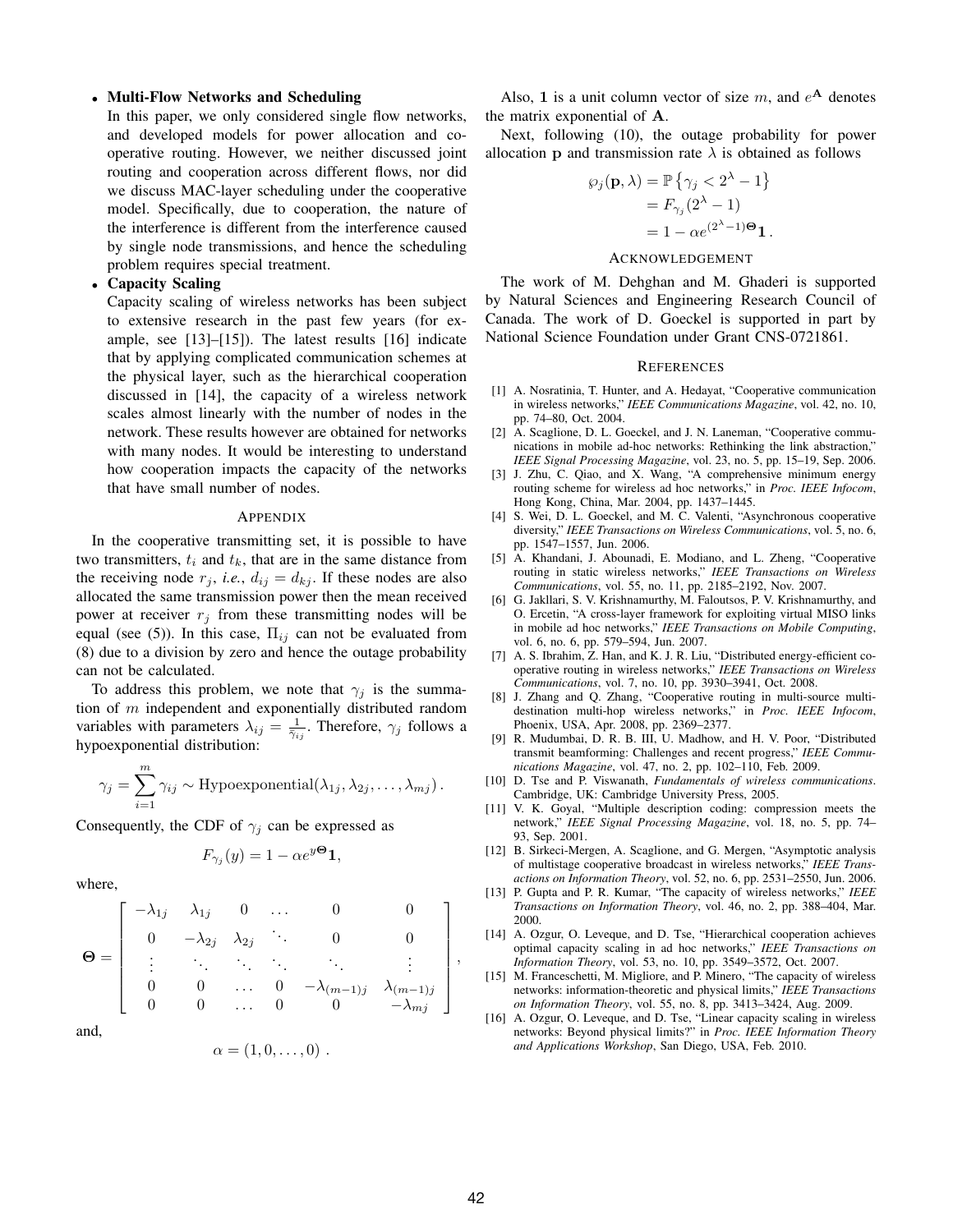- **Multi-Flow Networks and Scheduling**
  In this paper, we only considered single flow networks, and developed models for power allocation and cooperative routing. However, we neither discussed joint routing and cooperation across different flows, nor did we discuss MAC-layer scheduling under the cooperative model. Specifically, due to cooperation, the nature of the interference is different from the interference caused by single node transmissions, and hence the scheduling problem requires special treatment.
- **Capacity Scaling**
  Capacity scaling of wireless networks has been subject to extensive research in the past few years (for example, see [13]–[15]). The latest results [16] indicate that by applying complicated communication schemes at the physical layer, such as the hierarchical cooperation discussed in [14], the capacity of a wireless network scales almost linearly with the number of nodes in the network. These results however are obtained for networks with many nodes. It would be interesting to understand how cooperation impacts the capacity of the networks that have small number of nodes.

## Appendix

In the cooperative transmitting set, it is possible to have two transmitters, $t_i$ and $t_k$, that are in the same distance from the receiving node $r_j$, *i.e.*, $d_{ij} = d_{kj}$. If these nodes are also allocated the same transmission power then the mean received power at receiver $r_j$ from these transmitting nodes will be equal (see (5)). In this case, $\Pi_{ij}$ can not be evaluated from (8) due to a division by zero and hence the outage probability can not be calculated.

To address this problem, we note that $\gamma_j$ is the summation of $m$ independent and exponentially distributed random variables with parameters $\lambda_{ij} = \frac{1}{\bar{\gamma}_{ij}}$. Therefore, $\gamma_j$ follows a hypoexponential distribution:

$$\gamma_j = \sum_{i=1}^{m} \gamma_{ij} \sim \text{Hypoexponential}(\lambda_{1j}, \lambda_{2j}, \ldots, \lambda_{mj}) \,.$$

Consequently, the CDF of $\gamma_j$ can be expressed as

$$F_{\gamma_j}(y) = 1 - \alpha e^{y\mathbf{\Theta}} \mathbf{1},$$

where,

$$\mathbf{\Theta} = \begin{bmatrix} -\lambda_{1j} & \lambda_{1j} & 0 & \ldots & 0 & 0 \\ 0 & -\lambda_{2j} & \lambda_{2j} & \ddots & 0 & 0 \\ \vdots & \ddots & \ddots & \ddots & \ddots & \vdots \\ 0 & 0 & \ldots & 0 & -\lambda_{(m-1)j} & \lambda_{(m-1)j} \\ 0 & 0 & \ldots & 0 & 0 & -\lambda_{mj} \end{bmatrix},$$

and,

$$\alpha = (1, 0, \ldots, 0) \,.$$

Also, $\mathbf{1}$ is a unit column vector of size $m$, and $e^{\mathbf{A}}$ denotes the matrix exponential of $\mathbf{A}$.

Next, following (10), the outage probability for power allocation $\mathbf{p}$ and transmission rate $\lambda$ is obtained as follows

$$\begin{aligned} \wp_j(\mathbf{p}, \lambda) &= \mathbb{P}\left\{\gamma_j < 2^{\lambda} - 1\right\} \\ &= F_{\gamma_j}(2^{\lambda} - 1) \\ &= 1 - \alpha e^{(2^{\lambda}-1)\mathbf{\Theta}} \mathbf{1} \,. \end{aligned}$$

## Acknowledgement

The work of M. Dehghan and M. Ghaderi is supported by Natural Sciences and Engineering Research Council of Canada. The work of D. Goeckel is supported in part by National Science Foundation under Grant CNS-0721861.

## References

[1] A. Nosratinia, T. Hunter, and A. Hedayat, "Cooperative communication in wireless networks," *IEEE Communications Magazine*, vol. 42, no. 10, pp. 74–80, Oct. 2004.

[2] A. Scaglione, D. L. Goeckel, and J. N. Laneman, "Cooperative communications in mobile ad-hoc networks: Rethinking the link abstraction," *IEEE Signal Processing Magazine*, vol. 23, no. 5, pp. 15–19, Sep. 2006.

[3] J. Zhu, C. Qiao, and X. Wang, "A comprehensive minimum energy routing scheme for wireless ad hoc networks," in *Proc. IEEE Infocom*, Hong Kong, China, Mar. 2004, pp. 1437–1445.

[4] S. Wei, D. L. Goeckel, and M. C. Valenti, "Asynchronous cooperative diversity," *IEEE Transactions on Wireless Communications*, vol. 5, no. 6, pp. 1547–1557, Jun. 2006.

[5] A. Khandani, J. Abounadi, E. Modiano, and L. Zheng, "Cooperative routing in static wireless networks," *IEEE Transactions on Wireless Communications*, vol. 55, no. 11, pp. 2185–2192, Nov. 2007.

[6] G. Jakllari, S. V. Krishnamurthy, M. Faloutsos, P. V. Krishnamurthy, and O. Ercetin, "A cross-layer framework for exploiting virtual MISO links in mobile ad hoc networks," *IEEE Transactions on Mobile Computing*, vol. 6, no. 6, pp. 579–594, Jun. 2007.

[7] A. S. Ibrahim, Z. Han, and K. J. R. Liu, "Distributed energy-efficient cooperative routing in wireless networks," *IEEE Transactions on Wireless Communications*, vol. 7, no. 10, pp. 3930–3941, Oct. 2008.

[8] J. Zhang and Q. Zhang, "Cooperative routing in multi-source multi-destination multi-hop wireless networks," in *Proc. IEEE Infocom*, Phoenix, USA, Apr. 2008, pp. 2369–2377.

[9] R. Mudumbai, D. R. B. III, U. Madhow, and H. V. Poor, "Distributed transmit beamforming: Challenges and recent progress," *IEEE Communications Magazine*, vol. 47, no. 2, pp. 102–110, Feb. 2009.

[10] D. Tse and P. Viswanath, *Fundamentals of wireless communications*. Cambridge, UK: Cambridge University Press, 2005.

[11] V. K. Goyal, "Multiple description coding: compression meets the network," *IEEE Signal Processing Magazine*, vol. 18, no. 5, pp. 74–93, Sep. 2001.

[12] B. Sirkeci-Mergen, A. Scaglione, and G. Mergen, "Asymptotic analysis of multistage cooperative broadcast in wireless networks," *IEEE Transactions on Information Theory*, vol. 52, no. 6, pp. 2531–2550, Jun. 2006.

[13] P. Gupta and P. R. Kumar, "The capacity of wireless networks," *IEEE Transactions on Information Theory*, vol. 46, no. 2, pp. 388–404, Mar. 2000.

[14] A. Ozgur, O. Leveque, and D. Tse, "Hierarchical cooperation achieves optimal capacity scaling in ad hoc networks," *IEEE Transactions on Information Theory*, vol. 53, no. 10, pp. 3549–3572, Oct. 2007.

[15] M. Franceschetti, M. Migliore, and P. Minero, "The capacity of wireless networks: information-theoretic and physical limits," *IEEE Transactions on Information Theory*, vol. 55, no. 8, pp. 3413–3424, Aug. 2009.

[16] A. Ozgur, O. Leveque, and D. Tse, "Linear capacity scaling in wireless networks: Beyond physical limits?" in *Proc. IEEE Information Theory and Applications Workshop*, San Diego, USA, Feb. 2010.